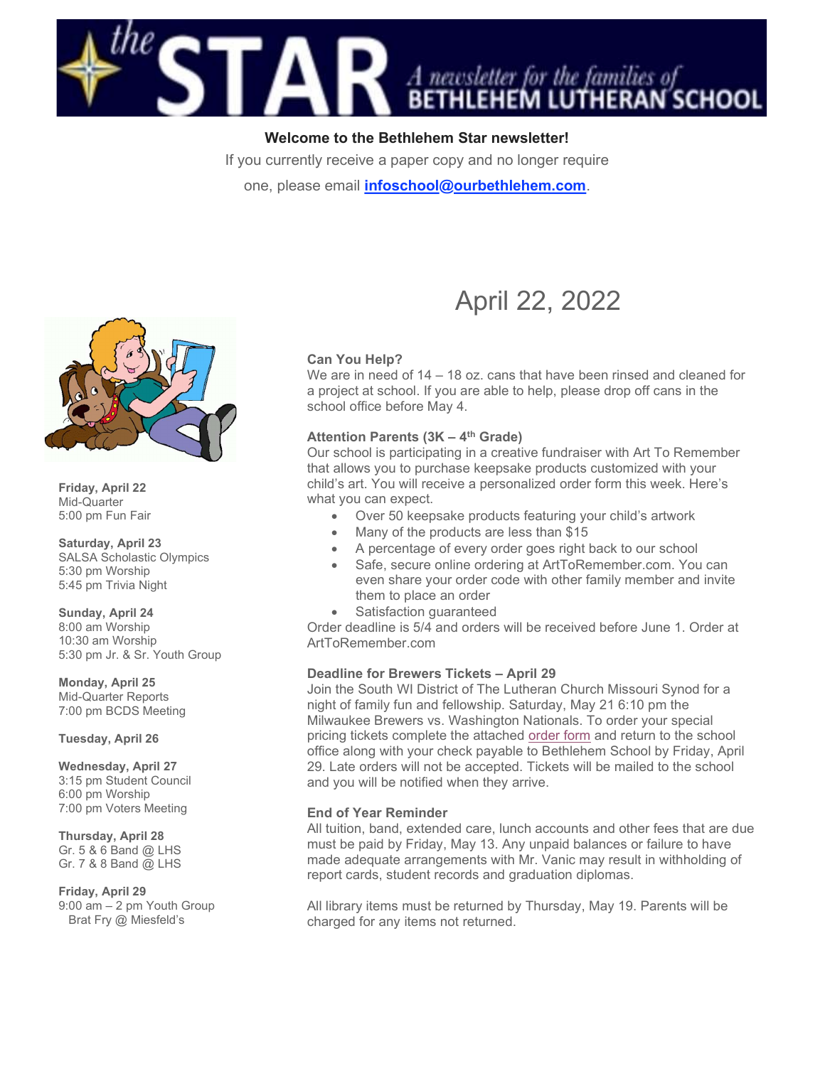# the STAR

*A newsletter for the families of* BETHLEHEM LUTHERAN SCHOOL

**Welcome to the Bethlehem Star newsletter!**

If you currently receive a paper copy and no longer require one, please email **infoschool@ourbethlehem.com**.

## April 22, 2022

**Friday, April 22**
Mid-Quarter
5:00 pm Fun Fair

**Saturday, April 23**
SALSA Scholastic Olympics
5:30 pm Worship
5:45 pm Trivia Night

**Sunday, April 24**
8:00 am Worship
10:30 am Worship
5:30 pm Jr. & Sr. Youth Group

**Monday, April 25**
Mid-Quarter Reports
7:00 pm BCDS Meeting

**Tuesday, April 26**

**Wednesday, April 27**
3:15 pm Student Council
6:00 pm Worship
7:00 pm Voters Meeting

**Thursday, April 28**
Gr. 5 & 6 Band @ LHS
Gr. 7 & 8 Band @ LHS

**Friday, April 29**
9:00 am – 2 pm Youth Group Brat Fry @ Miesfeld's

### Can You Help?

We are in need of 14 – 18 oz. cans that have been rinsed and cleaned for a project at school. If you are able to help, please drop off cans in the school office before May 4.

### Attention Parents (3K – 4th Grade)

Our school is participating in a creative fundraiser with Art To Remember that allows you to purchase keepsake products customized with your child's art. You will receive a personalized order form this week. Here's what you can expect.

- Over 50 keepsake products featuring your child's artwork
- Many of the products are less than $15
- A percentage of every order goes right back to our school
- Safe, secure online ordering at ArtToRemember.com. You can even share your order code with other family member and invite them to place an order
- Satisfaction guaranteed

Order deadline is 5/4 and orders will be received before June 1. Order at ArtToRemember.com

### Deadline for Brewers Tickets – April 29

Join the South WI District of The Lutheran Church Missouri Synod for a night of family fun and fellowship. Saturday, May 21 6:10 pm the Milwaukee Brewers vs. Washington Nationals. To order your special pricing tickets complete the attached order form and return to the school office along with your check payable to Bethlehem School by Friday, April 29. Late orders will not be accepted. Tickets will be mailed to the school and you will be notified when they arrive.

### End of Year Reminder

All tuition, band, extended care, lunch accounts and other fees that are due must be paid by Friday, May 13. Any unpaid balances or failure to have made adequate arrangements with Mr. Vanic may result in withholding of report cards, student records and graduation diplomas.

All library items must be returned by Thursday, May 19. Parents will be charged for any items not returned.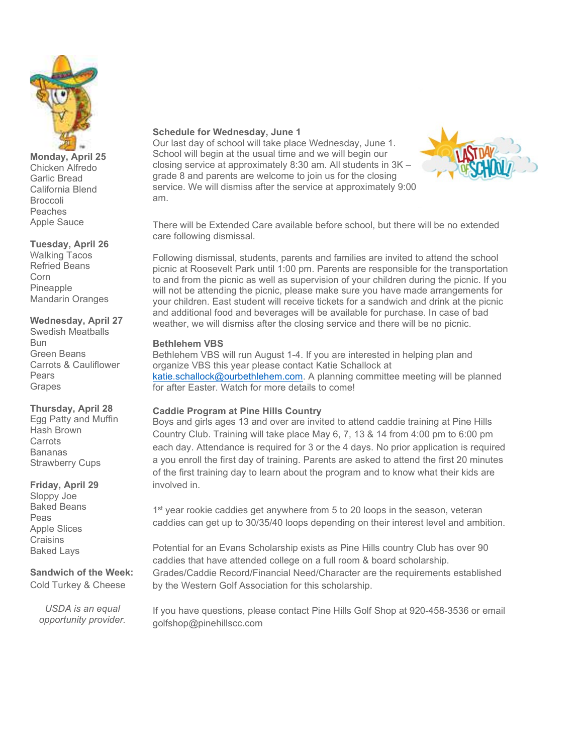**Monday, April 25**
Chicken Alfredo
Garlic Bread
California Blend
Broccoli
Peaches
Apple Sauce

**Tuesday, April 26**
Walking Tacos
Refried Beans
Corn
Pineapple
Mandarin Oranges

**Wednesday, April 27**
Swedish Meatballs
Bun
Green Beans
Carrots & Cauliflower
Pears
Grapes

**Thursday, April 28**
Egg Patty and Muffin
Hash Brown
Carrots
Bananas
Strawberry Cups

**Friday, April 29**
Sloppy Joe
Baked Beans
Peas
Apple Slices
Craisins
Baked Lays

**Sandwich of the Week:**
Cold Turkey & Cheese

*USDA is an equal opportunity provider.*

**Schedule for Wednesday, June 1**

Our last day of school will take place Wednesday, June 1. School will begin at the usual time and we will begin our closing service at approximately 8:30 am. All students in 3K – grade 8 and parents are welcome to join us for the closing service. We will dismiss after the service at approximately 9:00 am.

There will be Extended Care available before school, but there will be no extended care following dismissal.

Following dismissal, students, parents and families are invited to attend the school picnic at Roosevelt Park until 1:00 pm. Parents are responsible for the transportation to and from the picnic as well as supervision of your children during the picnic. If you will not be attending the picnic, please make sure you have made arrangements for your children. East student will receive tickets for a sandwich and drink at the picnic and additional food and beverages will be available for purchase. In case of bad weather, we will dismiss after the closing service and there will be no picnic.

**Bethlehem VBS**

Bethlehem VBS will run August 1-4. If you are interested in helping plan and organize VBS this year please contact Katie Schallock at katie.schallock@ourbethlehem.com. A planning committee meeting will be planned for after Easter. Watch for more details to come!

**Caddie Program at Pine Hills Country**

Boys and girls ages 13 and over are invited to attend caddie training at Pine Hills Country Club. Training will take place May 6, 7, 13 & 14 from 4:00 pm to 6:00 pm each day. Attendance is required for 3 or the 4 days. No prior application is required a you enroll the first day of training. Parents are asked to attend the first 20 minutes of the first training day to learn about the program and to know what their kids are involved in.

1st year rookie caddies get anywhere from 5 to 20 loops in the season, veteran caddies can get up to 30/35/40 loops depending on their interest level and ambition.

Potential for an Evans Scholarship exists as Pine Hills country Club has over 90 caddies that have attended college on a full room & board scholarship. Grades/Caddie Record/Financial Need/Character are the requirements established by the Western Golf Association for this scholarship.

If you have questions, please contact Pine Hills Golf Shop at 920-458-3536 or email golfshop@pinehillscc.com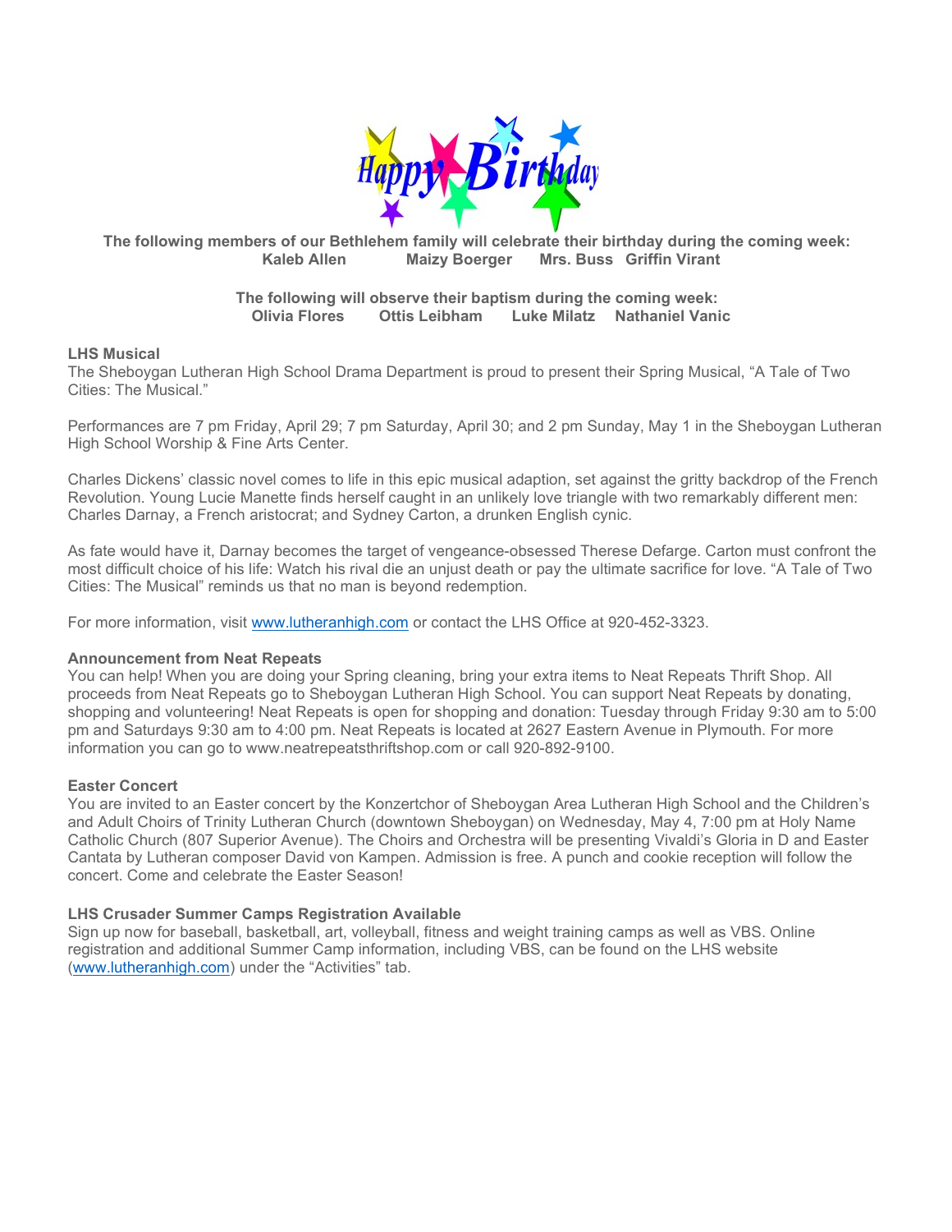Happy Birthday

**The following members of our Bethlehem family will celebrate their birthday during the coming week:**
**Kaleb Allen Maizy Boerger Mrs. Buss Griffin Virant**

**The following will observe their baptism during the coming week:**
**Olivia Flores Ottis Leibham Luke Milatz Nathaniel Vanic**

**LHS Musical**
The Sheboygan Lutheran High School Drama Department is proud to present their Spring Musical, "A Tale of Two Cities: The Musical."

Performances are 7 pm Friday, April 29; 7 pm Saturday, April 30; and 2 pm Sunday, May 1 in the Sheboygan Lutheran High School Worship & Fine Arts Center.

Charles Dickens' classic novel comes to life in this epic musical adaption, set against the gritty backdrop of the French Revolution. Young Lucie Manette finds herself caught in an unlikely love triangle with two remarkably different men: Charles Darnay, a French aristocrat; and Sydney Carton, a drunken English cynic.

As fate would have it, Darnay becomes the target of vengeance-obsessed Therese Defarge. Carton must confront the most difficult choice of his life: Watch his rival die an unjust death or pay the ultimate sacrifice for love. "A Tale of Two Cities: The Musical" reminds us that no man is beyond redemption.

For more information, visit www.lutheranhigh.com or contact the LHS Office at 920-452-3323.

**Announcement from Neat Repeats**
You can help! When you are doing your Spring cleaning, bring your extra items to Neat Repeats Thrift Shop. All proceeds from Neat Repeats go to Sheboygan Lutheran High School. You can support Neat Repeats by donating, shopping and volunteering! Neat Repeats is open for shopping and donation: Tuesday through Friday 9:30 am to 5:00 pm and Saturdays 9:30 am to 4:00 pm. Neat Repeats is located at 2627 Eastern Avenue in Plymouth. For more information you can go to www.neatrepeatsthriftshop.com or call 920-892-9100.

**Easter Concert**
You are invited to an Easter concert by the Konzertchor of Sheboygan Area Lutheran High School and the Children's and Adult Choirs of Trinity Lutheran Church (downtown Sheboygan) on Wednesday, May 4, 7:00 pm at Holy Name Catholic Church (807 Superior Avenue). The Choirs and Orchestra will be presenting Vivaldi's Gloria in D and Easter Cantata by Lutheran composer David von Kampen. Admission is free. A punch and cookie reception will follow the concert. Come and celebrate the Easter Season!

**LHS Crusader Summer Camps Registration Available**
Sign up now for baseball, basketball, art, volleyball, fitness and weight training camps as well as VBS. Online registration and additional Summer Camp information, including VBS, can be found on the LHS website (www.lutheranhigh.com) under the "Activities" tab.